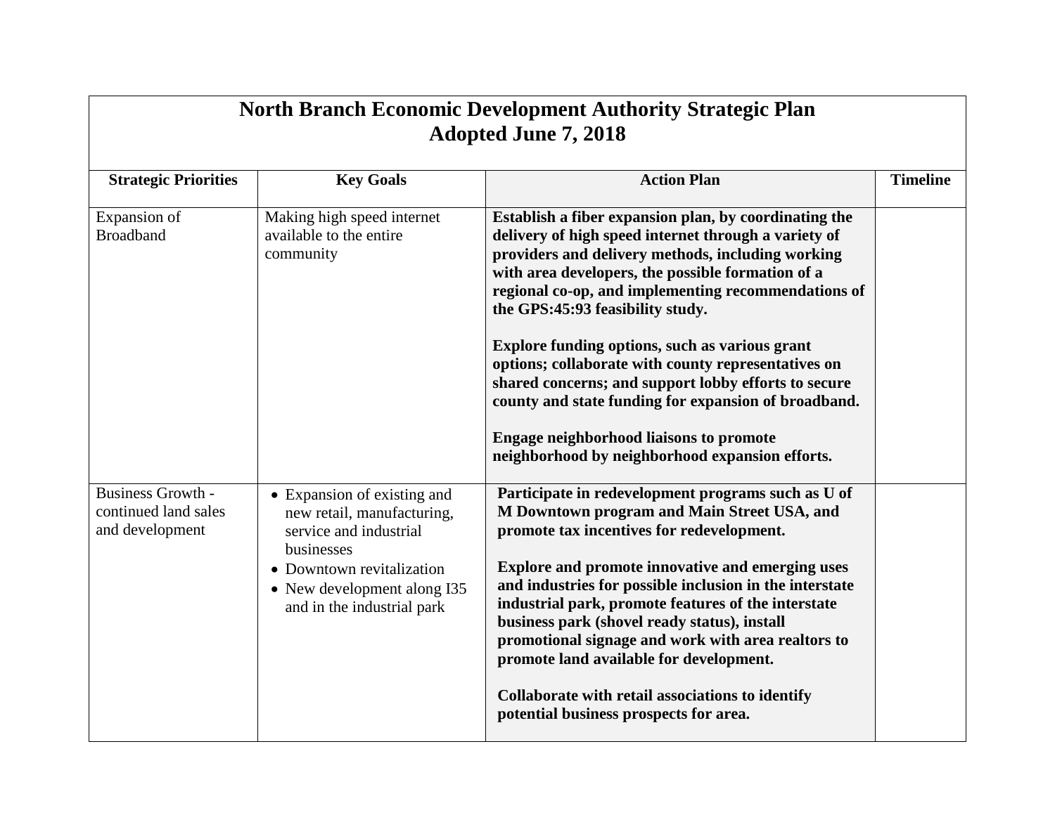# North Branch Economic Development Authority Strategic Plan
## Adopted June 7, 2018

| Strategic Priorities | Key Goals | Action Plan | Timeline |
|---|---|---|---|
| Expansion of Broadband | Making high speed internet available to the entire community | **Establish a fiber expansion plan, by coordinating the delivery of high speed internet through a variety of providers and delivery methods, including working with area developers, the possible formation of a regional co-op, and implementing recommendations of the GPS:45:93 feasibility study.**<br><br>**Explore funding options, such as various grant options; collaborate with county representatives on shared concerns; and support lobby efforts to secure county and state funding for expansion of broadband.**<br><br>**Engage neighborhood liaisons to promote neighborhood by neighborhood expansion efforts.** | |
| Business Growth - continued land sales and development | • Expansion of existing and new retail, manufacturing, service and industrial businesses<br>• Downtown revitalization<br>• New development along I35 and in the industrial park | **Participate in redevelopment programs such as U of M Downtown program and Main Street USA, and promote tax incentives for redevelopment.**<br><br>**Explore and promote innovative and emerging uses and industries for possible inclusion in the interstate industrial park, promote features of the interstate business park (shovel ready status), install promotional signage and work with area realtors to promote land available for development.**<br><br>**Collaborate with retail associations to identify potential business prospects for area.** | |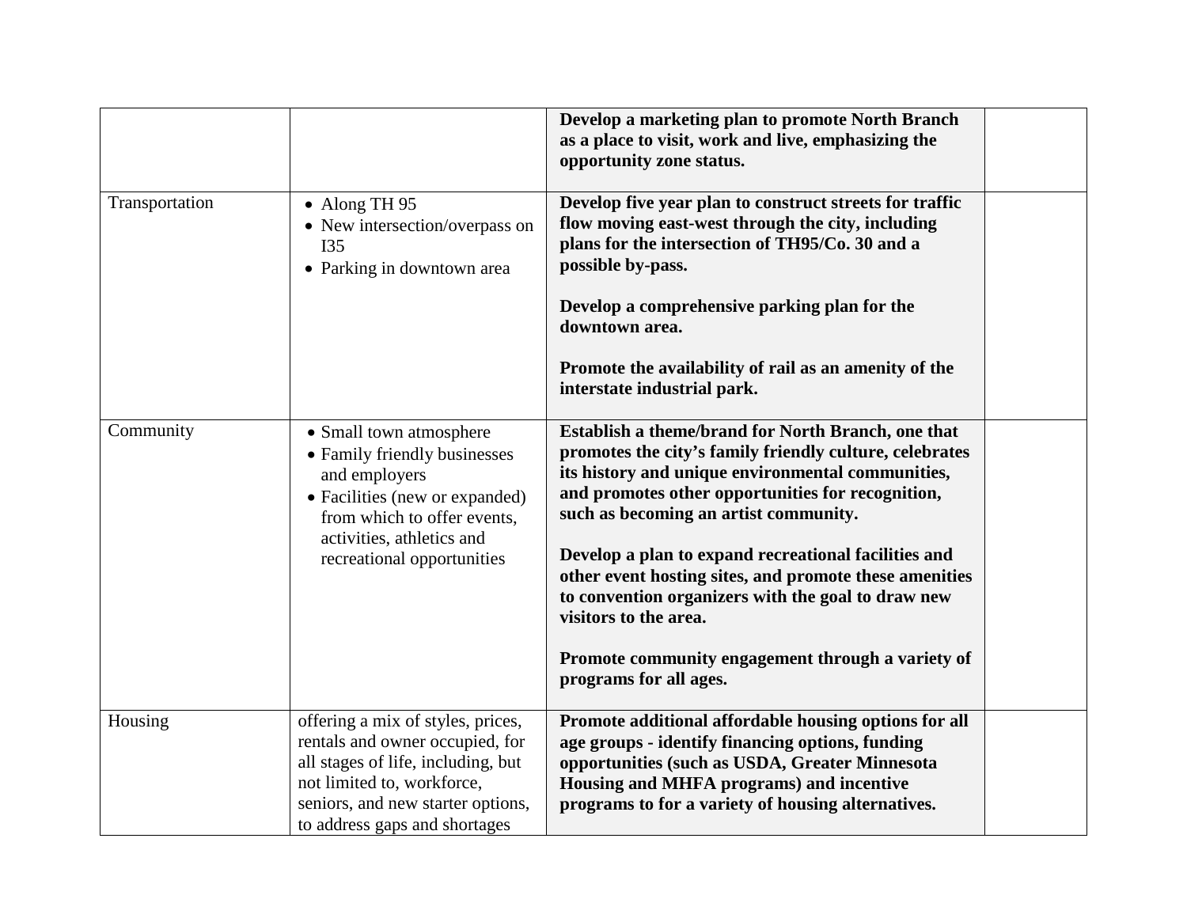| | | | |
|---|---|---|---|
| | | **Develop a marketing plan to promote North Branch as a place to visit, work and live, emphasizing the opportunity zone status.** | |
| Transportation | • Along TH 95<br>• New intersection/overpass on I35<br>• Parking in downtown area | **Develop five year plan to construct streets for traffic flow moving east-west through the city, including plans for the intersection of TH95/Co. 30 and a possible by-pass.**<br><br>**Develop a comprehensive parking plan for the downtown area.**<br><br>**Promote the availability of rail as an amenity of the interstate industrial park.** | |
| Community | • Small town atmosphere<br>• Family friendly businesses and employers<br>• Facilities (new or expanded) from which to offer events, activities, athletics and recreational opportunities | **Establish a theme/brand for North Branch, one that promotes the city's family friendly culture, celebrates its history and unique environmental communities, and promotes other opportunities for recognition, such as becoming an artist community.**<br><br>**Develop a plan to expand recreational facilities and other event hosting sites, and promote these amenities to convention organizers with the goal to draw new visitors to the area.**<br><br>**Promote community engagement through a variety of programs for all ages.** | |
| Housing | offering a mix of styles, prices, rentals and owner occupied, for all stages of life, including, but not limited to, workforce, seniors, and new starter options, to address gaps and shortages | **Promote additional affordable housing options for all age groups - identify financing options, funding opportunities (such as USDA, Greater Minnesota Housing and MHFA programs) and incentive programs to for a variety of housing alternatives.** | |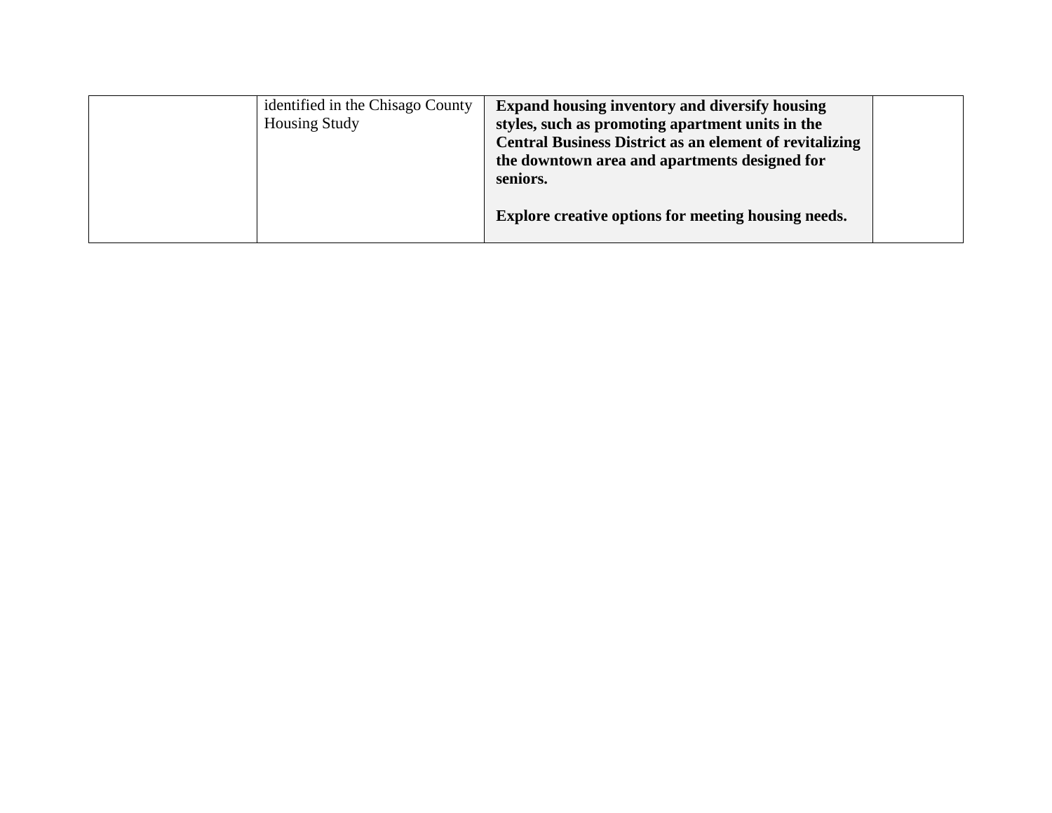| | | | |
|---|---|---|---|
| | identified in the Chisago County Housing Study | **Expand housing inventory and diversify housing styles, such as promoting apartment units in the Central Business District as an element of revitalizing the downtown area and apartments designed for seniors.**<br><br>**Explore creative options for meeting housing needs.** | |